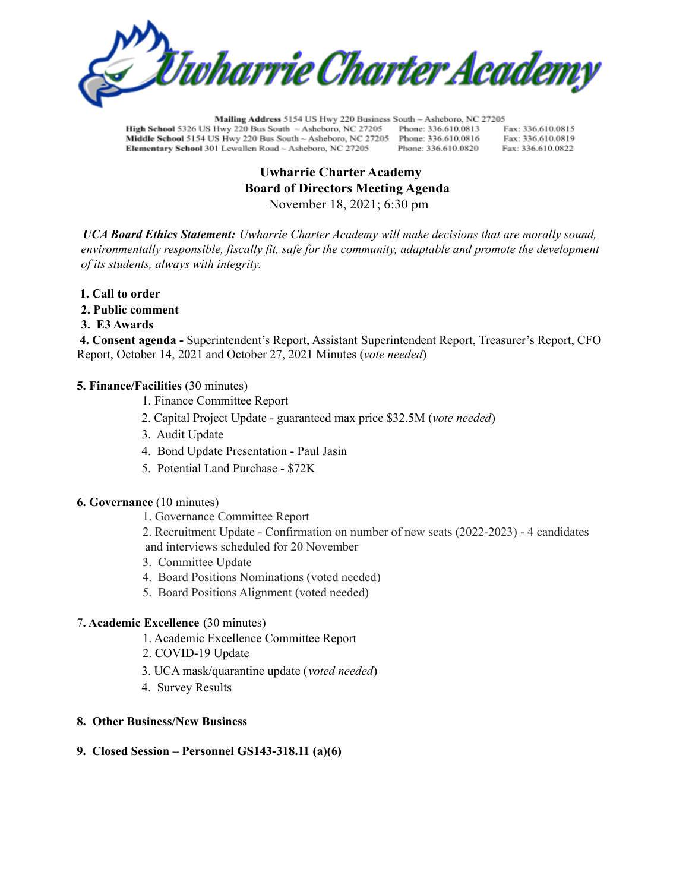Uwharrie Charter Academy

**Mailing Address** 5154 US Hwy 220 Business South ~ Asheboro, NC 27205
**High School** 5326 US Hwy 220 Bus South ~ Asheboro, NC 27205 Phone: 336.610.0813 Fax: 336.610.0815
**Middle School** 5154 US Hwy 220 Bus South ~ Asheboro, NC 27205 Phone: 336.610.0816 Fax: 336.610.0819
**Elementary School** 301 Lewallen Road ~ Asheboro, NC 27205 Phone: 336.610.0820 Fax: 336.610.0822

# Uwharrie Charter Academy
## Board of Directors Meeting Agenda

November 18, 2021; 6:30 pm

***UCA Board Ethics Statement:*** *Uwharrie Charter Academy will make decisions that are morally sound, environmentally responsible, fiscally fit, safe for the community, adaptable and promote the development of its students, always with integrity.*

**1. Call to order**

**2. Public comment**

**3. E3 Awards**

**4. Consent agenda -** Superintendent's Report, Assistant Superintendent Report, Treasurer's Report, CFO Report, October 14, 2021 and October 27, 2021 Minutes (*vote needed*)

**5. Finance/Facilities** (30 minutes)

1. Finance Committee Report
2. Capital Project Update - guaranteed max price $32.5M (*vote needed*)
3. Audit Update
4. Bond Update Presentation - Paul Jasin
5. Potential Land Purchase - $72K

**6. Governance** (10 minutes)

1. Governance Committee Report
2. Recruitment Update - Confirmation on number of new seats (2022-2023) - 4 candidates and interviews scheduled for 20 November
3. Committee Update
4. Board Positions Nominations (voted needed)
5. Board Positions Alignment (voted needed)

**7. Academic Excellence** (30 minutes)

1. Academic Excellence Committee Report
2. COVID-19 Update
3. UCA mask/quarantine update (*voted needed*)
4. Survey Results

**8. Other Business/New Business**

**9. Closed Session – Personnel GS143-318.11 (a)(6)**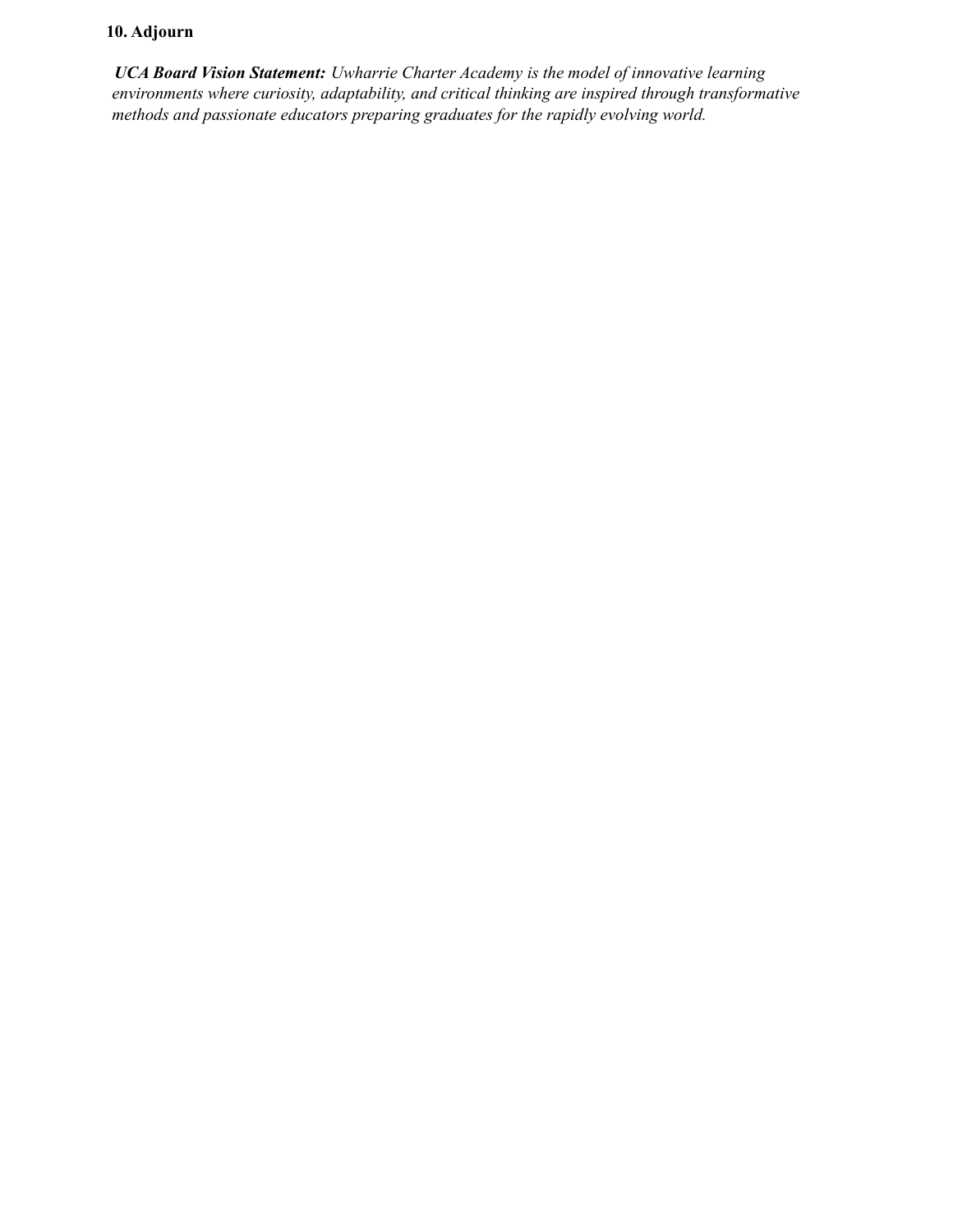**10. Adjourn**

***UCA Board Vision Statement:*** *Uwharrie Charter Academy is the model of innovative learning environments where curiosity, adaptability, and critical thinking are inspired through transformative methods and passionate educators preparing graduates for the rapidly evolving world.*